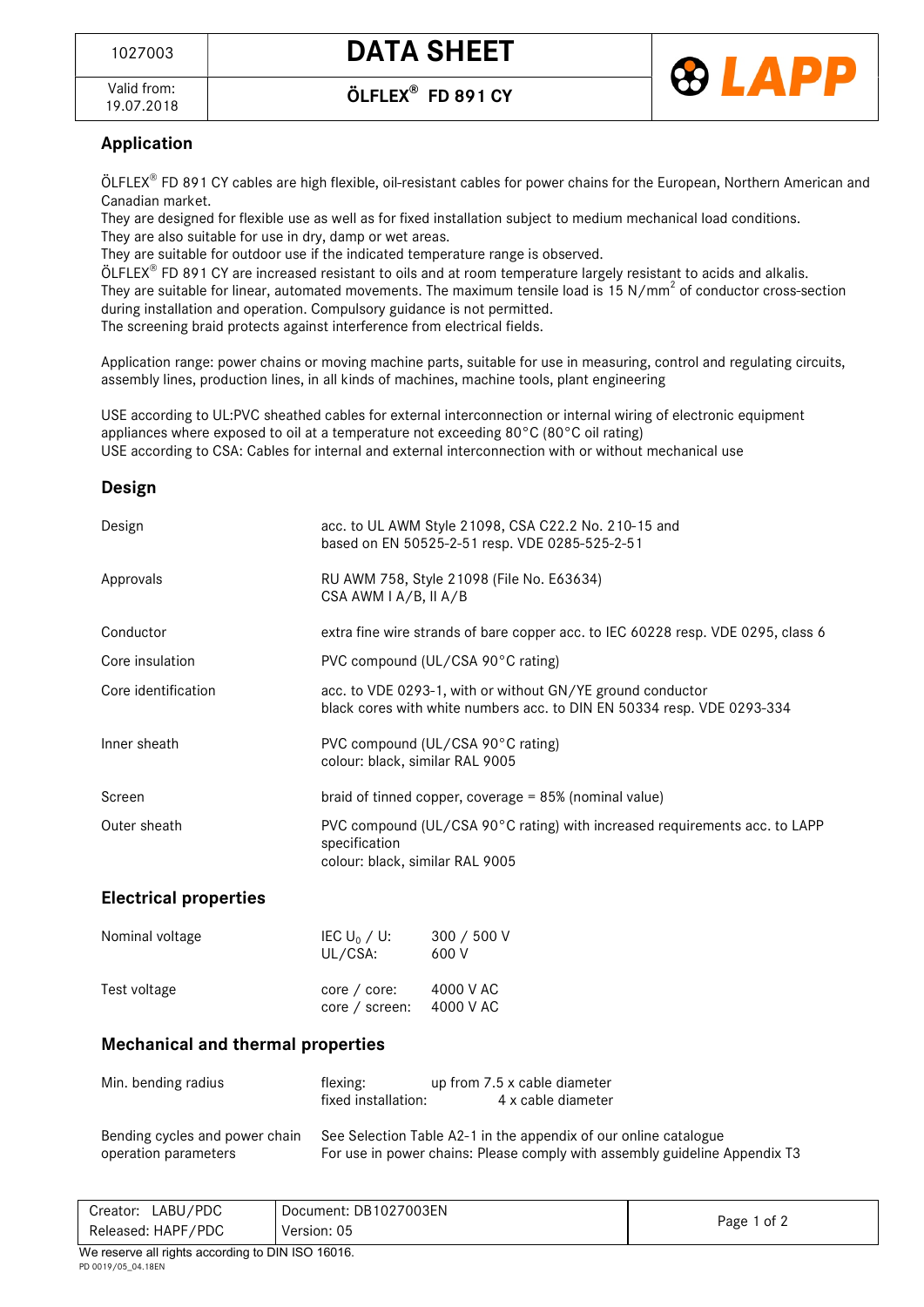| 1027003 | DATA SHEET |
|---|---|
| Valid from: 19.07.2018 | ÖLFLEX® FD 891 CY |

## Application

ÖLFLEX® FD 891 CY cables are high flexible, oil-resistant cables for power chains for the European, Northern American and Canadian market.
They are designed for flexible use as well as for fixed installation subject to medium mechanical load conditions.
They are also suitable for use in dry, damp or wet areas.
They are suitable for outdoor use if the indicated temperature range is observed.
ÖLFLEX® FD 891 CY are increased resistant to oils and at room temperature largely resistant to acids and alkalis.
They are suitable for linear, automated movements. The maximum tensile load is 15 N/mm$^2$ of conductor cross-section during installation and operation. Compulsory guidance is not permitted.
The screening braid protects against interference from electrical fields.

Application range: power chains or moving machine parts, suitable for use in measuring, control and regulating circuits, assembly lines, production lines, in all kinds of machines, machine tools, plant engineering

USE according to UL:PVC sheathed cables for external interconnection or internal wiring of electronic equipment appliances where exposed to oil at a temperature not exceeding 80°C (80°C oil rating)
USE according to CSA: Cables for internal and external interconnection with or without mechanical use

## Design

| | |
|---|---|
| Design | acc. to UL AWM Style 21098, CSA C22.2 No. 210-15 and based on EN 50525-2-51 resp. VDE 0285-525-2-51 |
| Approvals | RU AWM 758, Style 21098 (File No. E63634)<br>CSA AWM I A/B, II A/B |
| Conductor | extra fine wire strands of bare copper acc. to IEC 60228 resp. VDE 0295, class 6 |
| Core insulation | PVC compound (UL/CSA 90°C rating) |
| Core identification | acc. to VDE 0293-1, with or without GN/YE ground conductor<br>black cores with white numbers acc. to DIN EN 50334 resp. VDE 0293-334 |
| Inner sheath | PVC compound (UL/CSA 90°C rating)<br>colour: black, similar RAL 9005 |
| Screen | braid of tinned copper, coverage = 85% (nominal value) |
| Outer sheath | PVC compound (UL/CSA 90°C rating) with increased requirements acc. to LAPP specification<br>colour: black, similar RAL 9005 |

## Electrical properties

| | | |
|---|---|---|
| Nominal voltage | IEC $U_0$ / U: | 300 / 500 V |
| | UL/CSA: | 600 V |
| Test voltage | core / core: | 4000 V AC |
| | core / screen: | 4000 V AC |

## Mechanical and thermal properties

| | | |
|---|---|---|
| Min. bending radius | flexing: | up from 7.5 x cable diameter |
| | fixed installation: | 4 x cable diameter |
| Bending cycles and power chain operation parameters | See Selection Table A2-1 in the appendix of our online catalogue<br>For use in power chains: Please comply with assembly guideline Appendix T3 | |

| | |
|---|---|
| Creator: LABU/PDC | Document: DB1027003EN |
| Released: HAPF/PDC | Version: 05 |

We reserve all rights according to DIN ISO 16016.
PD 0019/05_04.18EN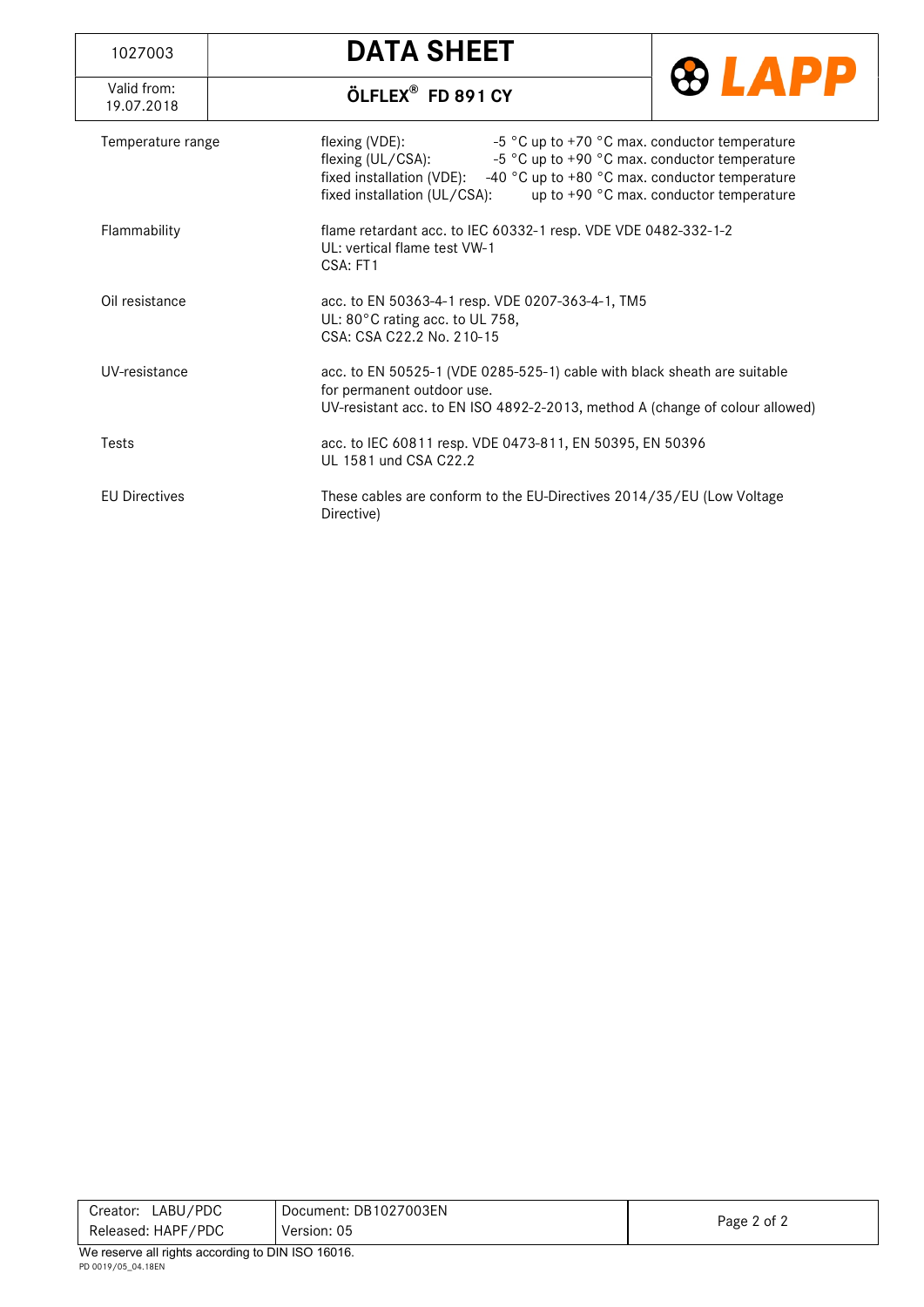| | |
|---|---|
| Temperature range | flexing (VDE): -5 °C up to +70 °C max. conductor temperature<br>flexing (UL/CSA): -5 °C up to +90 °C max. conductor temperature<br>fixed installation (VDE): -40 °C up to +80 °C max. conductor temperature<br>fixed installation (UL/CSA): up to +90 °C max. conductor temperature |
| Flammability | flame retardant acc. to IEC 60332-1 resp. VDE VDE 0482-332-1-2<br>UL: vertical flame test VW-1<br>CSA: FT1 |
| Oil resistance | acc. to EN 50363-4-1 resp. VDE 0207-363-4-1, TM5<br>UL: 80°C rating acc. to UL 758,<br>CSA: CSA C22.2 No. 210-15 |
| UV-resistance | acc. to EN 50525-1 (VDE 0285-525-1) cable with black sheath are suitable for permanent outdoor use.<br>UV-resistant acc. to EN ISO 4892-2-2013, method A (change of colour allowed) |
| Tests | acc. to IEC 60811 resp. VDE 0473-811, EN 50395, EN 50396<br>UL 1581 und CSA C22.2 |
| EU Directives | These cables are conform to the EU-Directives 2014/35/EU (Low Voltage Directive) |